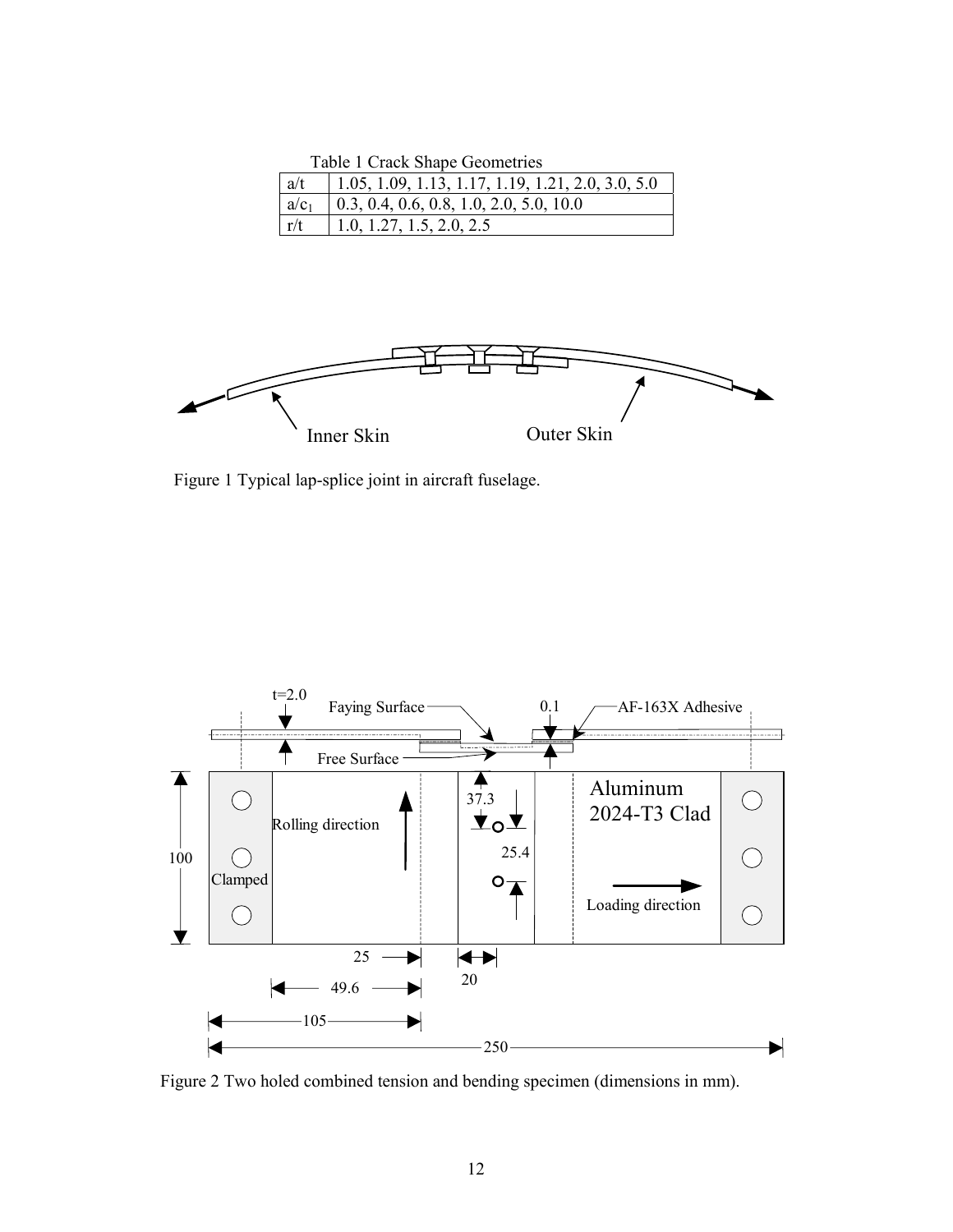Table 1 Crack Shape Geometries

| | |
|---|---|
| $a/t$ | 1.05, 1.09, 1.13, 1.17, 1.19, 1.21, 2.0, 3.0, 5.0 |
| $a/c_1$ | 0.3, 0.4, 0.6, 0.8, 1.0, 2.0, 5.0, 10.0 |
| $r/t$ | 1.0, 1.27, 1.5, 2.0, 2.5 |

Figure 1 Typical lap-splice joint in aircraft fuselage.

Figure 2 Two holed combined tension and bending specimen (dimensions in mm).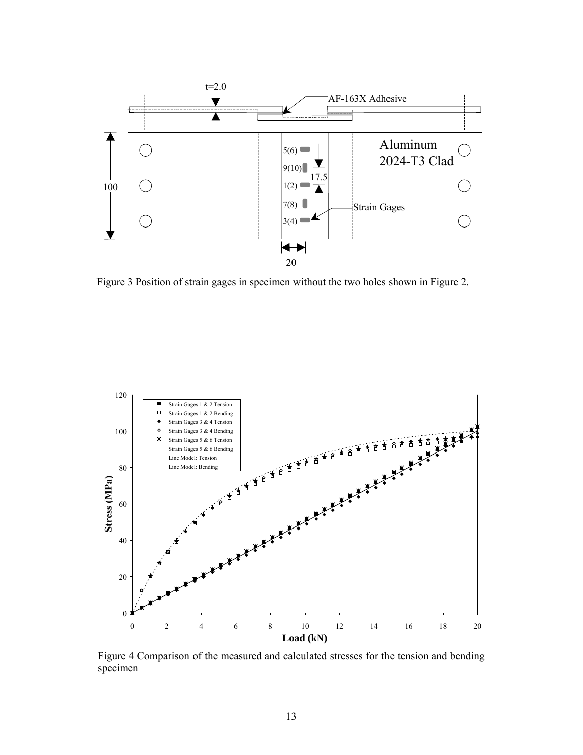Figure 3 Position of strain gages in specimen without the two holes shown in Figure 2.

Figure 4 Comparison of the measured and calculated stresses for the tension and bending specimen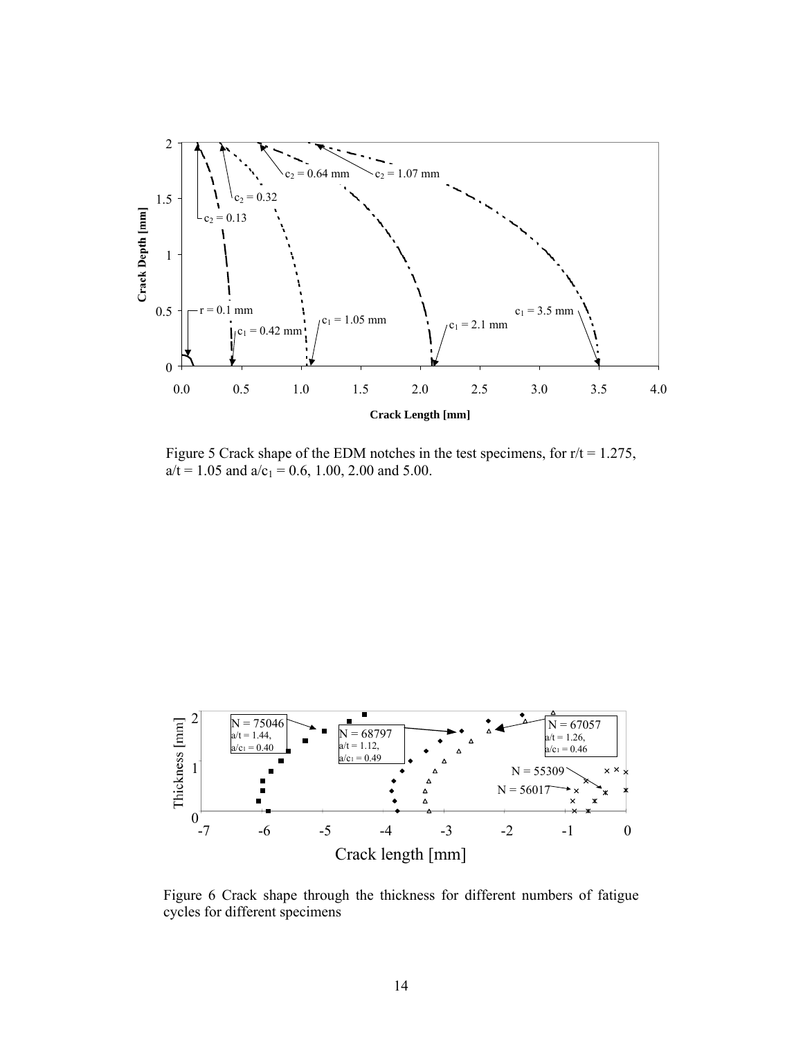Figure 5 Crack shape of the EDM notches in the test specimens, for $r/t = 1.275$, $a/t = 1.05$ and $a/c_1 = 0.6$, 1.00, 2.00 and 5.00.

Figure 6 Crack shape through the thickness for different numbers of fatigue cycles for different specimens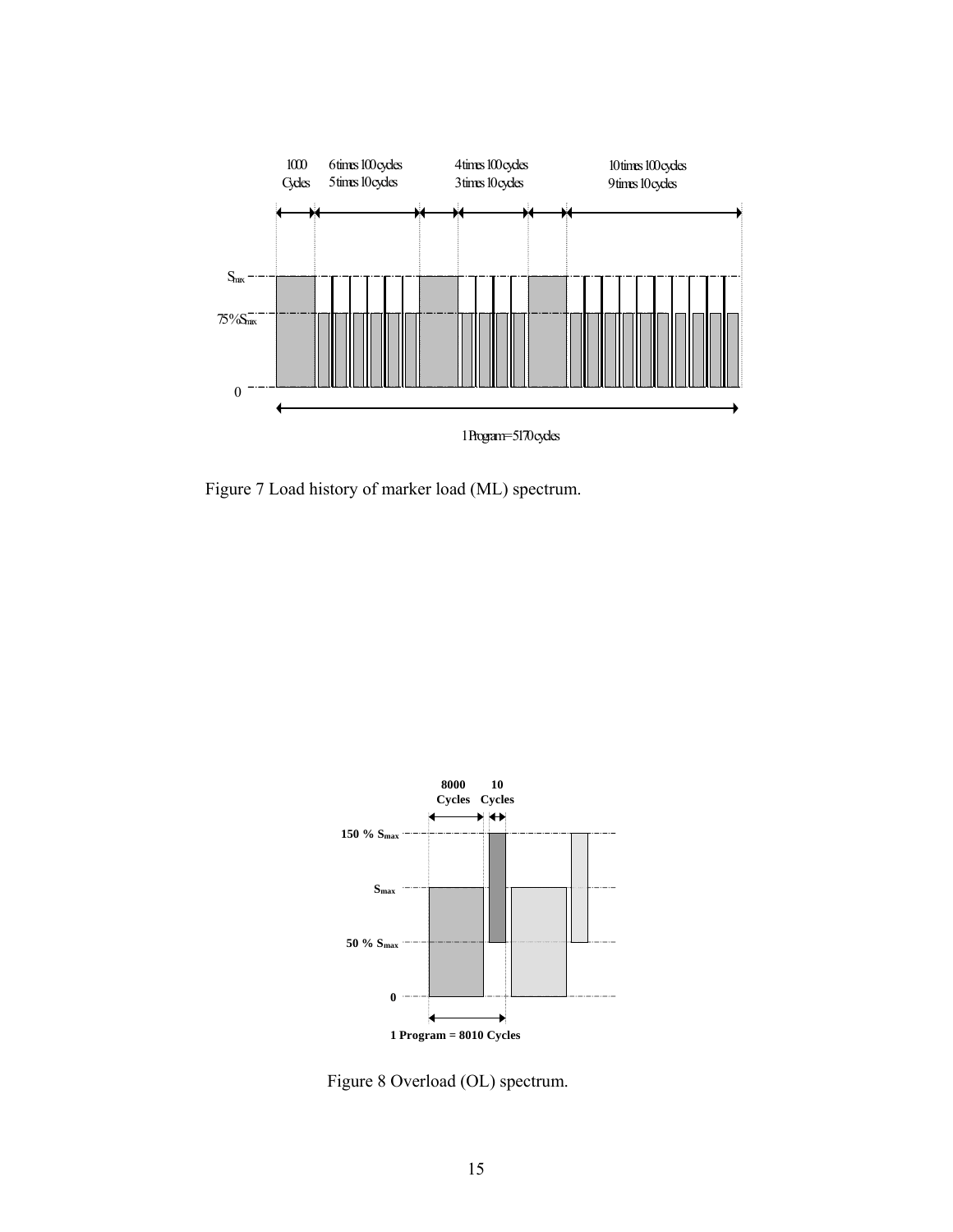Figure 7 Load history of marker load (ML) spectrum.

Figure 8 Overload (OL) spectrum.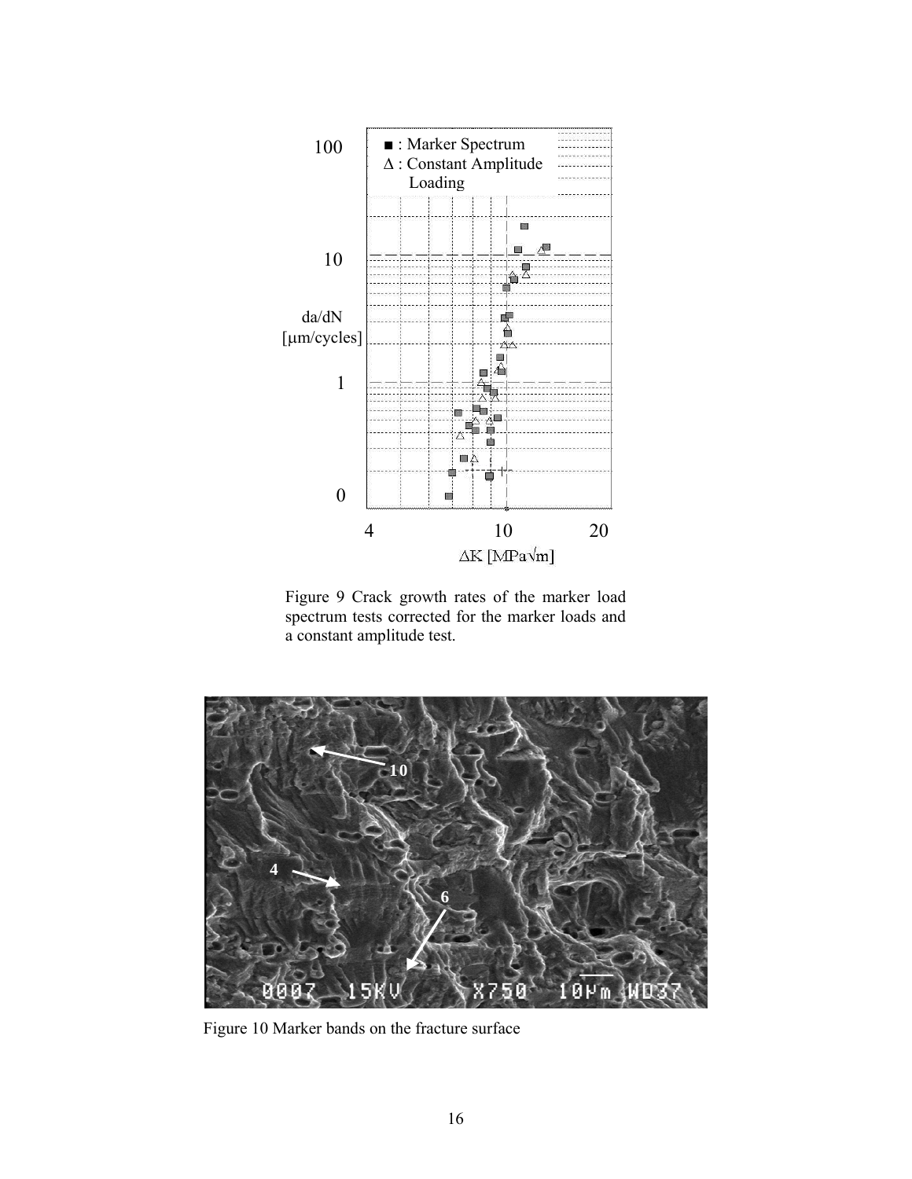Figure 9 Crack growth rates of the marker load spectrum tests corrected for the marker loads and a constant amplitude test.

Figure 10 Marker bands on the fracture surface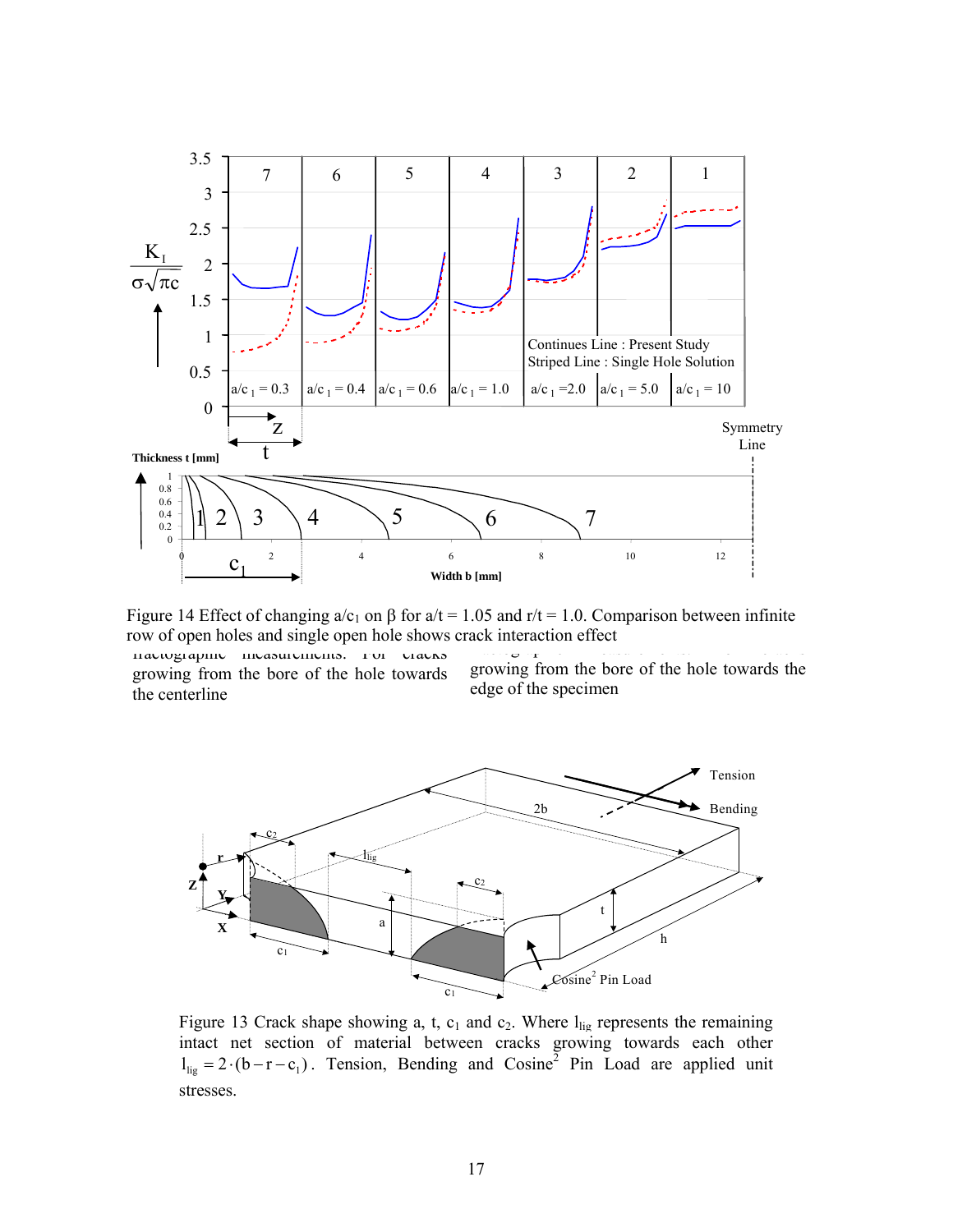Figure 14 Effect of changing $a/c_1$ on $\beta$ for $a/t = 1.05$ and $r/t = 1.0$. Comparison between infinite row of open holes and single open hole shows crack interaction effect

fractographic measurements. For cracks growing from the bore of the hole towards the centerline

growing from the bore of the hole towards the edge of the specimen

Figure 13 Crack shape showing a, t, $c_1$ and $c_2$. Where $l_{lig}$ represents the remaining intact net section of material between cracks growing towards each other $l_{lig} = 2 \cdot (b - r - c_1)$. Tension, Bending and Cosine$^2$ Pin Load are applied unit stresses.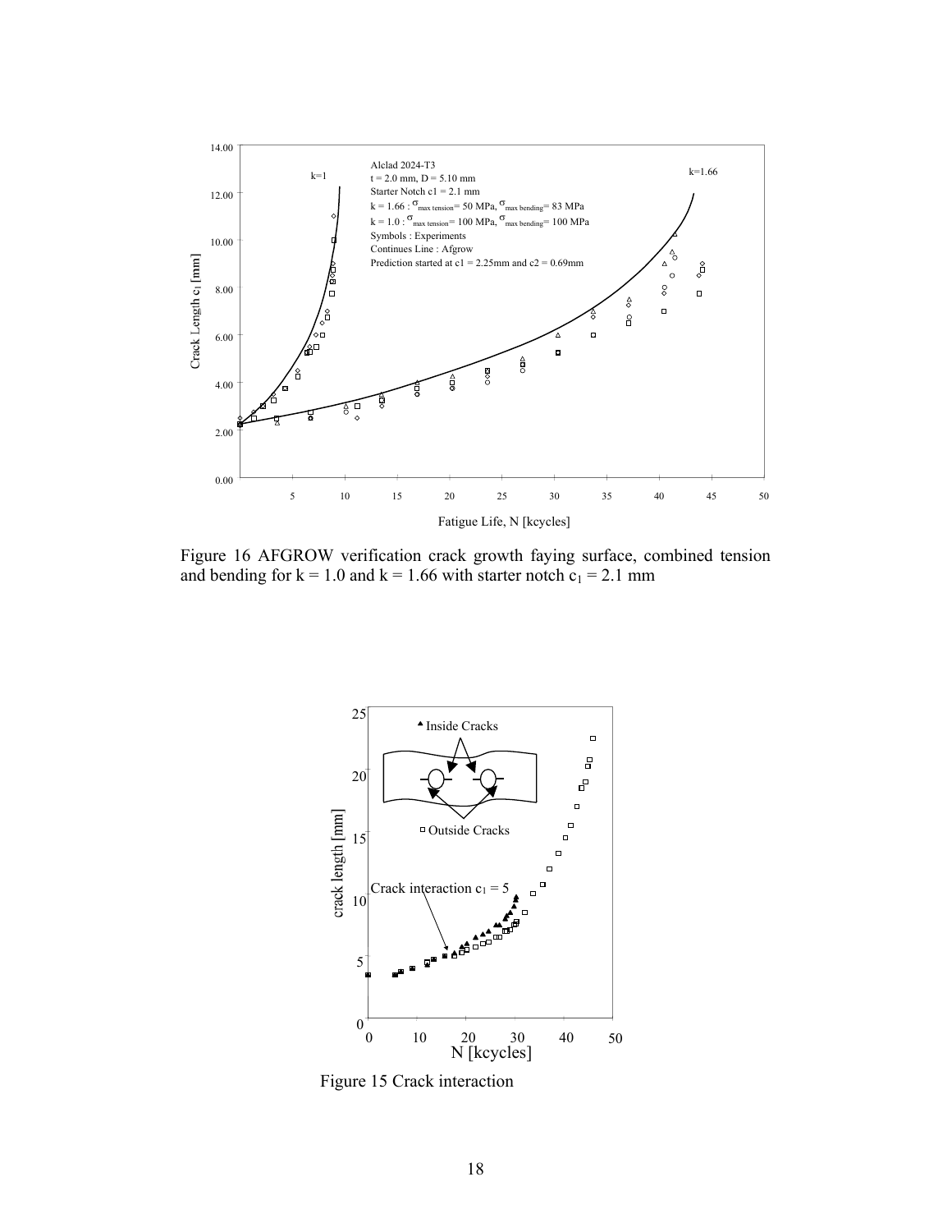Figure 16 AFGROW verification crack growth faying surface, combined tension and bending for $k = 1.0$ and $k = 1.66$ with starter notch $c_1 = 2.1$ mm

Figure 15 Crack interaction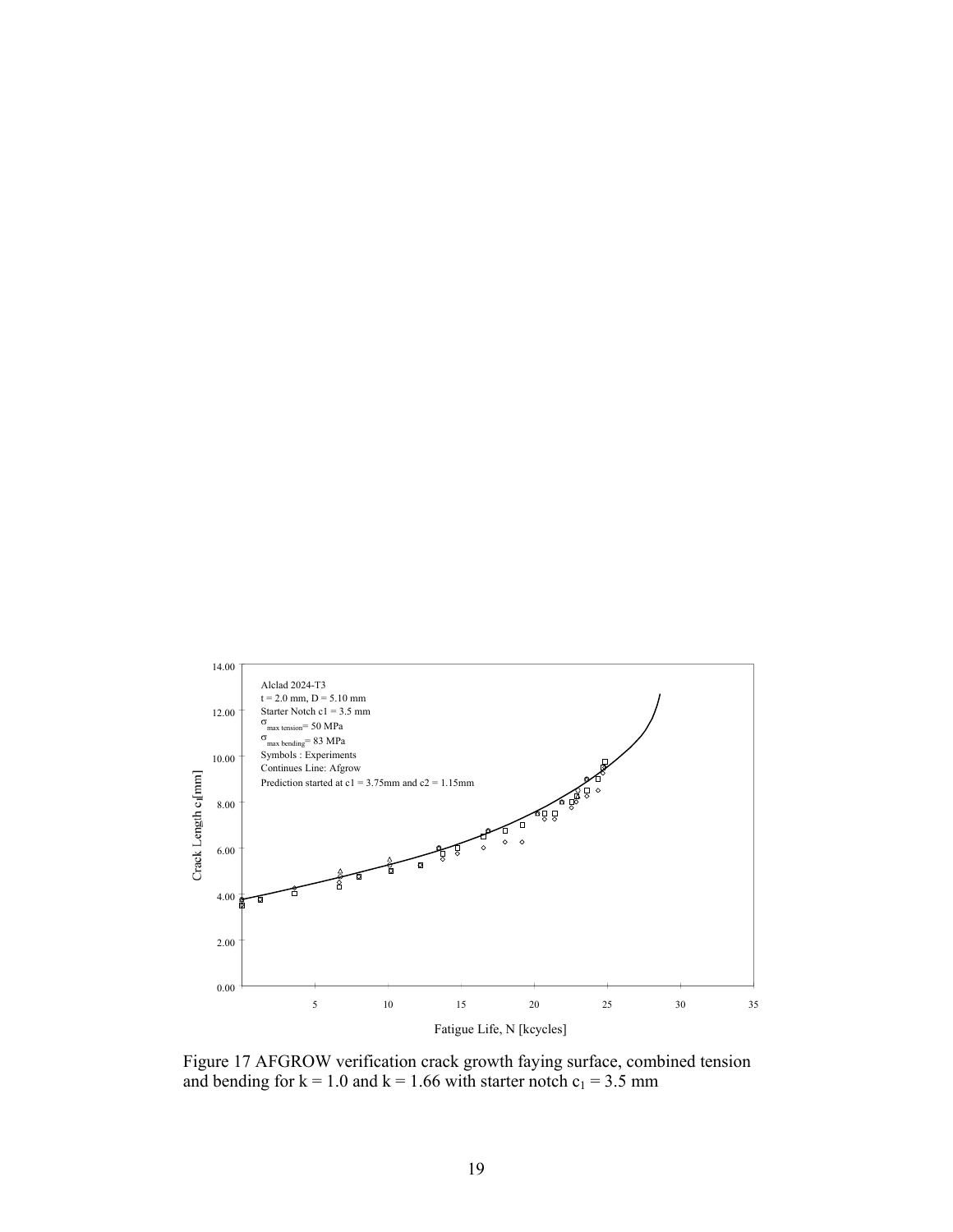Figure 17 AFGROW verification crack growth faying surface, combined tension and bending for $k = 1.0$ and $k = 1.66$ with starter notch $c_1 = 3.5$ mm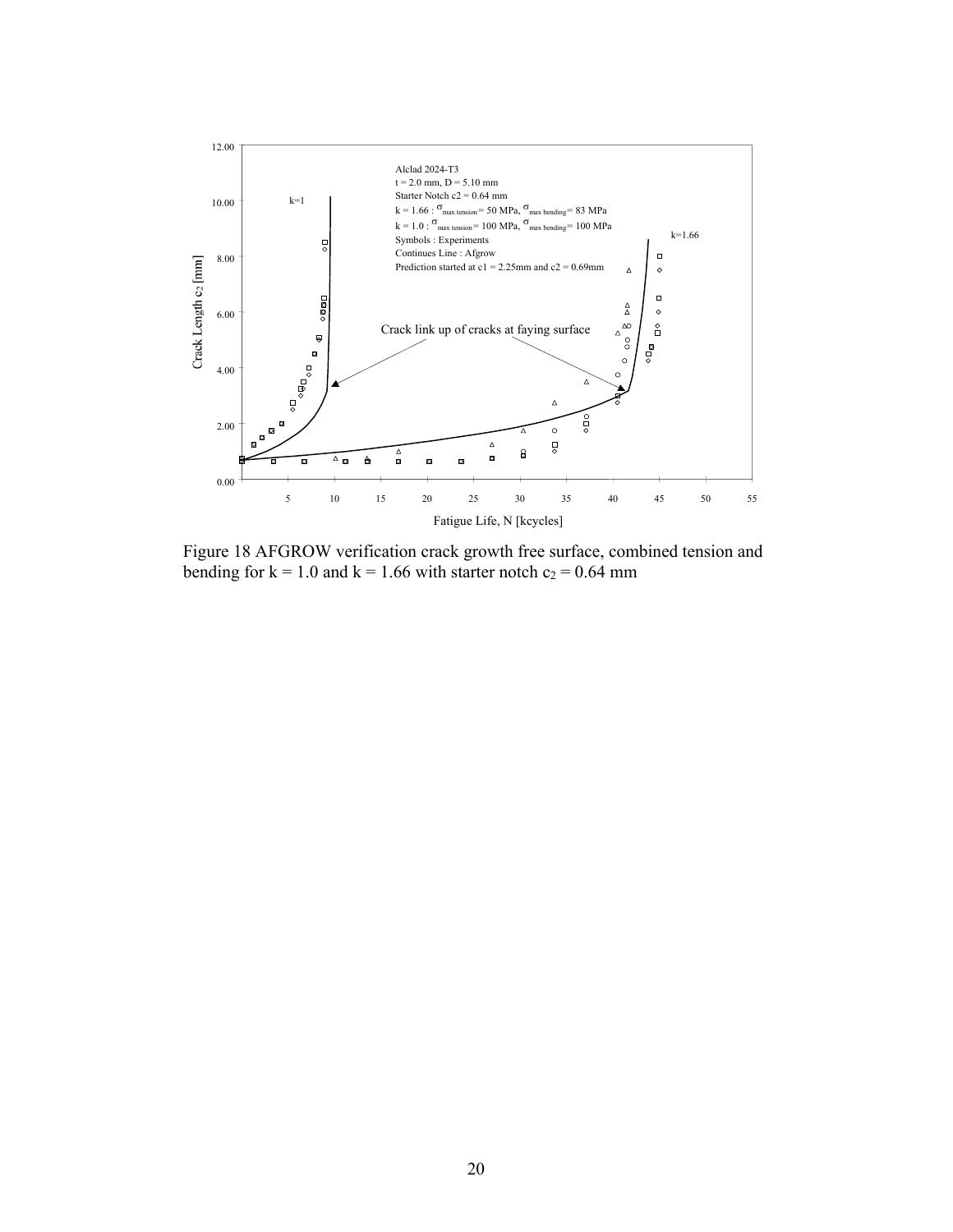12.00

10.00

8.00

6.00

4.00

2.00

0.00

Crack Length $c_2$ [mm]

5 10 15 20 25 30 35 40 45 50 55

Fatigue Life, N [kcycles]

k=1

k=1.66

Alclad 2024-T3
t = 2.0 mm, D = 5.10 mm
Starter Notch c2 = 0.64 mm
k = 1.66 : $\sigma_{max\ tension}$ = 50 MPa, $\sigma_{max\ bending}$ = 83 MPa
k = 1.0 : $\sigma_{max\ tension}$ = 100 MPa, $\sigma_{max\ bending}$ = 100 MPa
Symbols : Experiments
Continues Line : Afgrow
Prediction started at c1 = 2.25mm and c2 = 0.69mm

Crack link up of cracks at faying surface

Figure 18 AFGROW verification crack growth free surface, combined tension and bending for k = 1.0 and k = 1.66 with starter notch $c_2$ = 0.64 mm